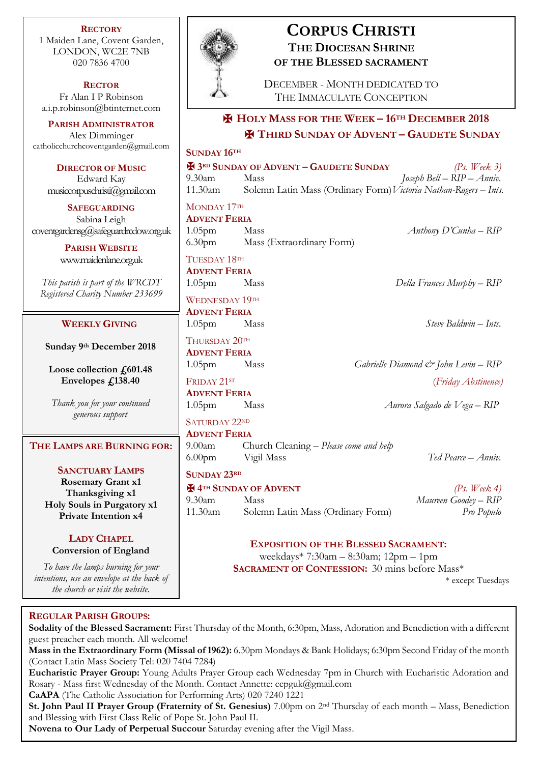# CORPUS CHRISTI

## THE DIOCESAN SHRINE OF THE BLESSED SACRAMENT

DECEMBER - MONTH DEDICATED TO THE IMMACULATE CONCEPTION

**RECTORY**
1 Maiden Lane, Covent Garden,
LONDON, WC2E 7NB
020 7836 4700

**RECTOR**
Fr Alan I P Robinson
a.i.p.robinson@btinternet.com

**PARISH ADMINISTRATOR**
Alex Dimminger
catholicchurchcoventgarden@gmail.com

**DIRECTOR OF MUSIC**
Edward Kay
musiccorpuschristi@gmail.com

**SAFEGUARDING**
Sabina Leigh
coventgardensg@safeguardrcdow.org.uk

**PARISH WEBSITE**
www.maidenlane.org.uk

*This parish is part of the WRCDT Registered Charity Number 233699*

### WEEKLY GIVING

**Sunday 9th December 2018**

**Loose collection £601.48**
**Envelopes £138.40**

*Thank you for your continued generous support*

### THE LAMPS ARE BURNING FOR:

**SANCTUARY LAMPS**
**Rosemary Grant x1**
**Thanksgiving x1**
**Holy Souls in Purgatory x1**
**Private Intention x4**

**LADY CHAPEL**
**Conversion of England**

*To have the lamps burning for your intentions, use an envelope at the back of the church or visit the website.*

## ✠ HOLY MASS FOR THE WEEK – 16TH DECEMBER 2018
## ✠ THIRD SUNDAY OF ADVENT – GAUDETE SUNDAY

**SUNDAY 16TH**
**✠ 3RD SUNDAY OF ADVENT – GAUDETE SUNDAY** *(Ps. Week 3)*

| | | |
|---|---|---|
| 9.30am | Mass | *Joseph Bell – RIP – Anniv.* |
| 11.30am | Solemn Latin Mass (Ordinary Form) | *Victoria Nathan-Rogers – Ints.* |

MONDAY 17TH
**ADVENT FERIA**

| | | |
|---|---|---|
| 1.05pm | Mass | *Anthony D'Cunha – RIP* |
| 6.30pm | Mass (Extraordinary Form) | |

TUESDAY 18TH
**ADVENT FERIA**

| | | |
|---|---|---|
| 1.05pm | Mass | *Della Frances Murphy – RIP* |

WEDNESDAY 19TH
**ADVENT FERIA**

| | | |
|---|---|---|
| 1.05pm | Mass | *Steve Baldwin – Ints.* |

THURSDAY 20TH
**ADVENT FERIA**

| | | |
|---|---|---|
| 1.05pm | Mass | *Gabrielle Diamond & John Levin – RIP* |

FRIDAY 21ST *(Friday Abstinence)*
**ADVENT FERIA**

| | | |
|---|---|---|
| 1.05pm | Mass | *Aurora Salgado de Vega – RIP* |

SATURDAY 22ND
**ADVENT FERIA**

| | | |
|---|---|---|
| 9.00am | Church Cleaning – *Please come and help* | |
| 6.00pm | Vigil Mass | *Ted Pearce – Anniv.* |

**SUNDAY 23RD**
**✠ 4TH SUNDAY OF ADVENT** *(Ps. Week 4)*

| | | |
|---|---|---|
| 9.30am | Mass | *Maureen Goodey – RIP* |
| 11.30am | Solemn Latin Mass (Ordinary Form) | *Pro Populo* |

**EXPOSITION OF THE BLESSED SACRAMENT:**
weekdays* 7:30am – 8:30am; 12pm – 1pm
**SACRAMENT OF CONFESSION:** 30 mins before Mass*
\* except Tuesdays

### REGULAR PARISH GROUPS:

**Sodality of the Blessed Sacrament:** First Thursday of the Month, 6:30pm, Mass, Adoration and Benediction with a different guest preacher each month. All welcome!
**Mass in the Extraordinary Form (Missal of 1962):** 6.30pm Mondays & Bank Holidays; 6:30pm Second Friday of the month (Contact Latin Mass Society Tel: 020 7404 7284)
**Eucharistic Prayer Group:** Young Adults Prayer Group each Wednesday 7pm in Church with Eucharistic Adoration and Rosary - Mass first Wednesday of the Month. Contact Annette: ccpguk@gmail.com
**CaAPA** (The Catholic Association for Performing Arts) 020 7240 1221
**St. John Paul II Prayer Group (Fraternity of St. Genesius)** 7.00pm on 2nd Thursday of each month – Mass, Benediction and Blessing with First Class Relic of Pope St. John Paul II.
**Novena to Our Lady of Perpetual Succour** Saturday evening after the Vigil Mass.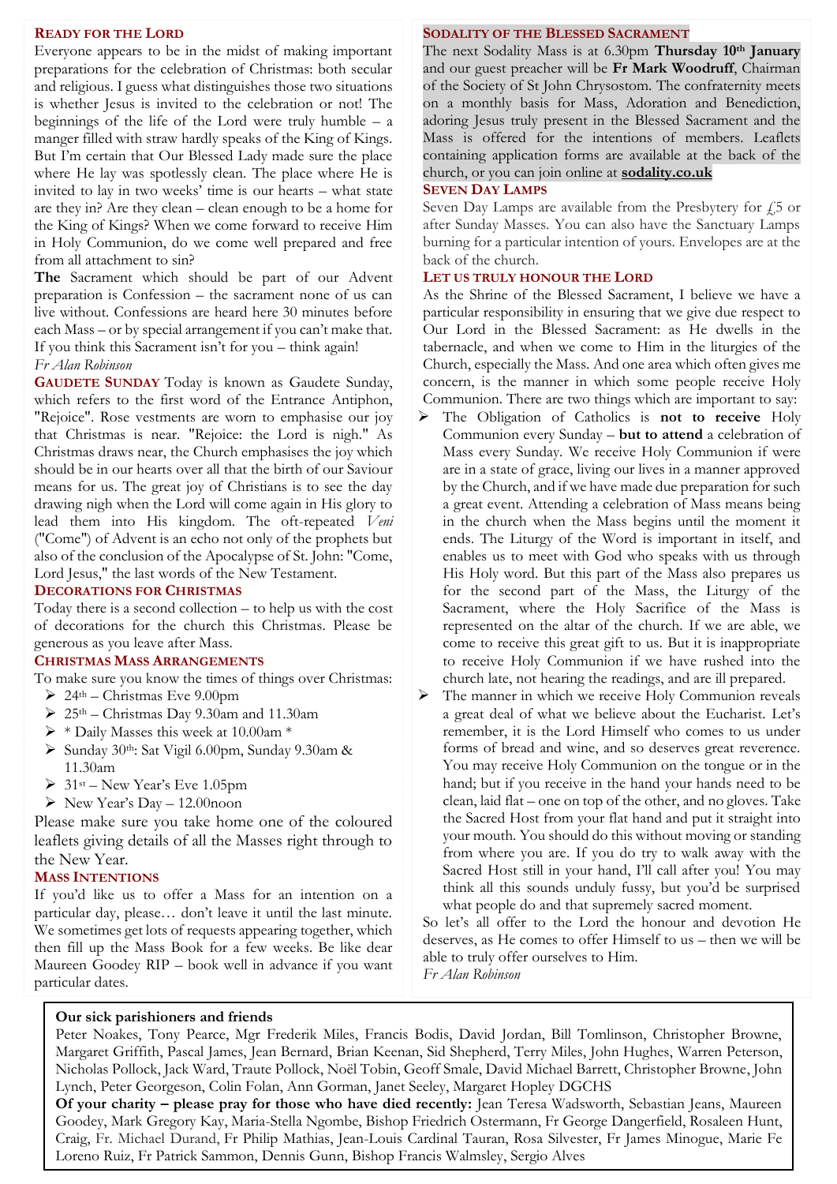### Ready for the Lord

Everyone appears to be in the midst of making important preparations for the celebration of Christmas: both secular and religious. I guess what distinguishes those two situations is whether Jesus is invited to the celebration or not! The beginnings of the life of the Lord were truly humble – a manger filled with straw hardly speaks of the King of Kings. But I'm certain that Our Blessed Lady made sure the place where He lay was spotlessly clean. The place where He is invited to lay in two weeks' time is our hearts – what state are they in? Are they clean – clean enough to be a home for the King of Kings? When we come forward to receive Him in Holy Communion, do we come well prepared and free from all attachment to sin?

**The** Sacrament which should be part of our Advent preparation is Confession – the sacrament none of us can live without. Confessions are heard here 30 minutes before each Mass – or by special arrangement if you can't make that. If you think this Sacrament isn't for you – think again!

*Fr Alan Robinson*

**Gaudete Sunday** Today is known as Gaudete Sunday, which refers to the first word of the Entrance Antiphon, "Rejoice". Rose vestments are worn to emphasise our joy that Christmas is near. "Rejoice: the Lord is nigh." As Christmas draws near, the Church emphasises the joy which should be in our hearts over all that the birth of our Saviour means for us. The great joy of Christians is to see the day drawing nigh when the Lord will come again in His glory to lead them into His kingdom. The oft-repeated *Veni* ("Come") of Advent is an echo not only of the prophets but also of the conclusion of the Apocalypse of St. John: "Come, Lord Jesus," the last words of the New Testament.

### Decorations for Christmas

Today there is a second collection – to help us with the cost of decorations for the church this Christmas. Please be generous as you leave after Mass.

### Christmas Mass Arrangements

To make sure you know the times of things over Christmas:

- 24th – Christmas Eve 9.00pm
- 25th – Christmas Day 9.30am and 11.30am
- * Daily Masses this week at 10.00am *
- Sunday 30th: Sat Vigil 6.00pm, Sunday 9.30am & 11.30am
- 31st – New Year's Eve 1.05pm
- New Year's Day – 12.00noon

Please make sure you take home one of the coloured leaflets giving details of all the Masses right through to the New Year.

### Mass Intentions

If you'd like us to offer a Mass for an intention on a particular day, please… don't leave it until the last minute. We sometimes get lots of requests appearing together, which then fill up the Mass Book for a few weeks. Be like dear Maureen Goodey RIP – book well in advance if you want particular dates.

### Sodality of the Blessed Sacrament

The next Sodality Mass is at 6.30pm **Thursday 10th January** and our guest preacher will be **Fr Mark Woodruff**, Chairman of the Society of St John Chrysostom. The confraternity meets on a monthly basis for Mass, Adoration and Benediction, adoring Jesus truly present in the Blessed Sacrament and the Mass is offered for the intentions of members. Leaflets containing application forms are available at the back of the church, or you can join online at **sodality.co.uk**

### Seven Day Lamps

Seven Day Lamps are available from the Presbytery for £5 or after Sunday Masses. You can also have the Sanctuary Lamps burning for a particular intention of yours. Envelopes are at the back of the church.

### Let us truly honour the Lord

As the Shrine of the Blessed Sacrament, I believe we have a particular responsibility in ensuring that we give due respect to Our Lord in the Blessed Sacrament: as He dwells in the tabernacle, and when we come to Him in the liturgies of the Church, especially the Mass. And one area which often gives me concern, is the manner in which some people receive Holy Communion. There are two things which are important to say:

- The Obligation of Catholics is **not to receive** Holy Communion every Sunday – **but to attend** a celebration of Mass every Sunday. We receive Holy Communion if were are in a state of grace, living our lives in a manner approved by the Church, and if we have made due preparation for such a great event. Attending a celebration of Mass means being in the church when the Mass begins until the moment it ends. The Liturgy of the Word is important in itself, and enables us to meet with God who speaks with us through His Holy word. But this part of the Mass also prepares us for the second part of the Mass, the Liturgy of the Sacrament, where the Holy Sacrifice of the Mass is represented on the altar of the church. If we are able, we come to receive this great gift to us. But it is inappropriate to receive Holy Communion if we have rushed into the church late, not hearing the readings, and are ill prepared.
- The manner in which we receive Holy Communion reveals a great deal of what we believe about the Eucharist. Let's remember, it is the Lord Himself who comes to us under forms of bread and wine, and so deserves great reverence. You may receive Holy Communion on the tongue or in the hand; but if you receive in the hand your hands need to be clean, laid flat – one on top of the other, and no gloves. Take the Sacred Host from your flat hand and put it straight into your mouth. You should do this without moving or standing from where you are. If you do try to walk away with the Sacred Host still in your hand, I'll call after you! You may think all this sounds unduly fussy, but you'd be surprised what people do and that supremely sacred moment.

So let's all offer to the Lord the honour and devotion He deserves, as He comes to offer Himself to us – then we will be able to truly offer ourselves to Him.

*Fr Alan Robinson*

**Our sick parishioners and friends**

Peter Noakes, Tony Pearce, Mgr Frederik Miles, Francis Bodis, David Jordan, Bill Tomlinson, Christopher Browne, Margaret Griffith, Pascal James, Jean Bernard, Brian Keenan, Sid Shepherd, Terry Miles, John Hughes, Warren Peterson, Nicholas Pollock, Jack Ward, Traute Pollock, Noël Tobin, Geoff Smale, David Michael Barrett, Christopher Browne, John Lynch, Peter Georgeson, Colin Folan, Ann Gorman, Janet Seeley, Margaret Hopley DGCHS

**Of your charity – please pray for those who have died recently:** Jean Teresa Wadsworth, Sebastian Jeans, Maureen Goodey, Mark Gregory Kay, Maria-Stella Ngombe, Bishop Friedrich Ostermann, Fr George Dangerfield, Rosaleen Hunt, Craig, Fr. Michael Durand, Fr Philip Mathias, Jean-Louis Cardinal Tauran, Rosa Silvester, Fr James Minogue, Marie Fe Loreno Ruiz, Fr Patrick Sammon, Dennis Gunn, Bishop Francis Walmsley, Sergio Alves